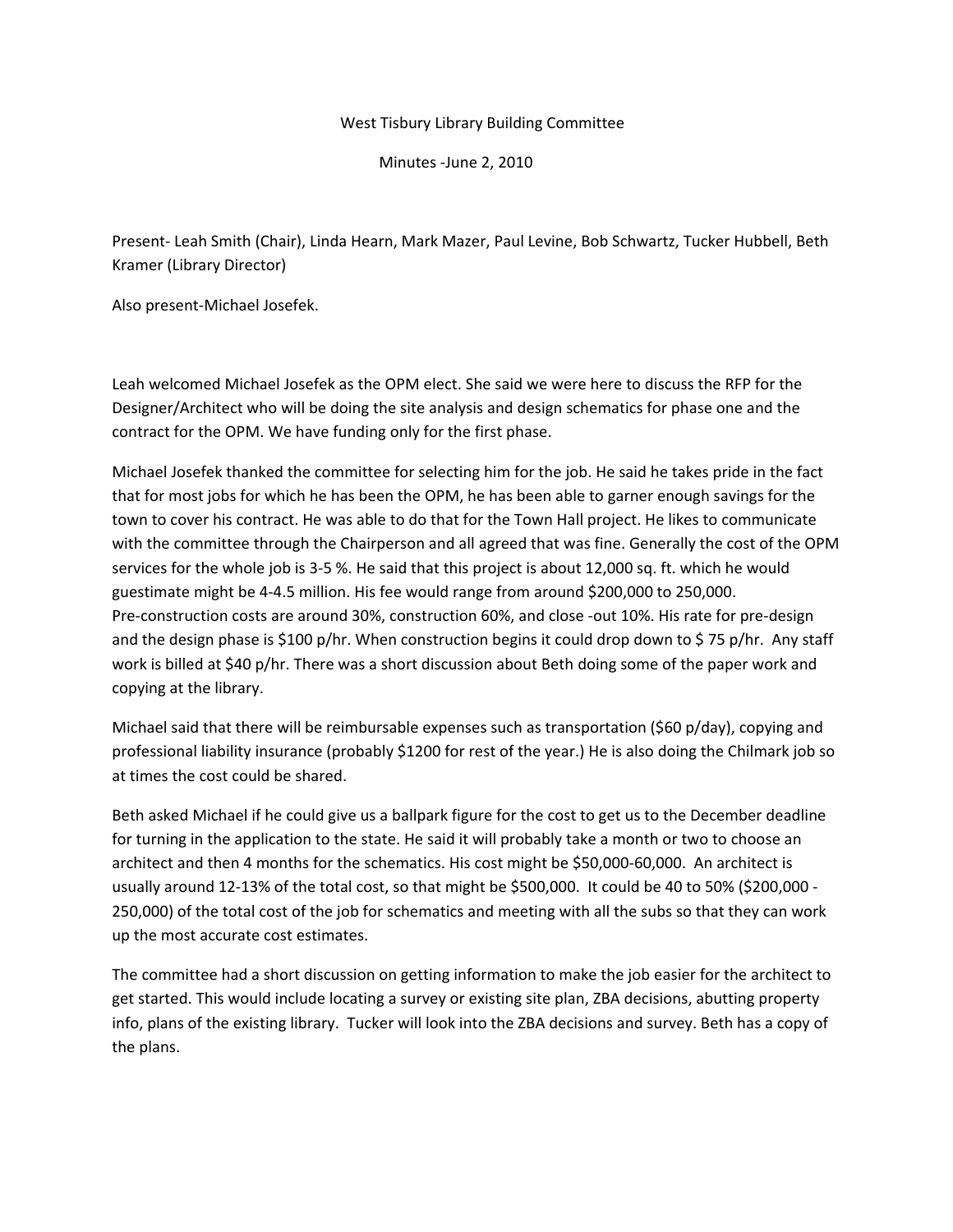West Tisbury Library Building Committee

Minutes -June 2, 2010

Present- Leah Smith (Chair), Linda Hearn, Mark Mazer, Paul Levine, Bob Schwartz, Tucker Hubbell, Beth Kramer (Library Director)

Also present-Michael Josefek.

Leah welcomed Michael Josefek as the OPM elect. She said we were here to discuss the RFP for the Designer/Architect who will be doing the site analysis and design schematics for phase one and the contract for the OPM. We have funding only for the first phase.

Michael Josefek thanked the committee for selecting him for the job. He said he takes pride in the fact that for most jobs for which he has been the OPM, he has been able to garner enough savings for the town to cover his contract. He was able to do that for the Town Hall project. He likes to communicate with the committee through the Chairperson and all agreed that was fine. Generally the cost of the OPM services for the whole job is 3-5 %. He said that this project is about 12,000 sq. ft. which he would guestimate might be 4-4.5 million. His fee would range from around $200,000 to 250,000. Pre-construction costs are around 30%, construction 60%, and close -out 10%. His rate for pre-design and the design phase is $100 p/hr. When construction begins it could drop down to $ 75 p/hr. Any staff work is billed at $40 p/hr. There was a short discussion about Beth doing some of the paper work and copying at the library.

Michael said that there will be reimbursable expenses such as transportation ($60 p/day), copying and professional liability insurance (probably $1200 for rest of the year.) He is also doing the Chilmark job so at times the cost could be shared.

Beth asked Michael if he could give us a ballpark figure for the cost to get us to the December deadline for turning in the application to the state. He said it will probably take a month or two to choose an architect and then 4 months for the schematics. His cost might be $50,000-60,000. An architect is usually around 12-13% of the total cost, so that might be $500,000. It could be 40 to 50% ($200,000 - 250,000) of the total cost of the job for schematics and meeting with all the subs so that they can work up the most accurate cost estimates.

The committee had a short discussion on getting information to make the job easier for the architect to get started. This would include locating a survey or existing site plan, ZBA decisions, abutting property info, plans of the existing library. Tucker will look into the ZBA decisions and survey. Beth has a copy of the plans.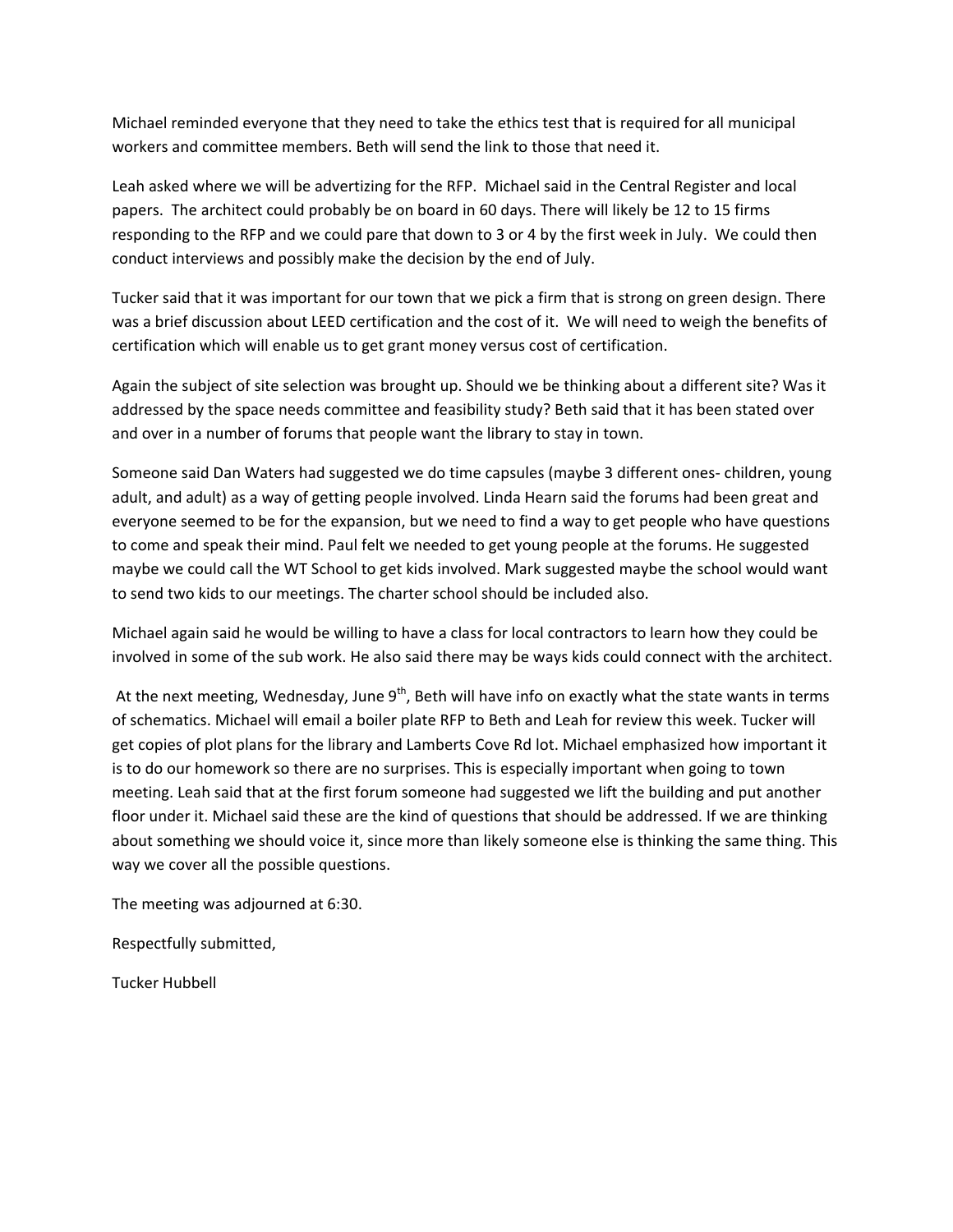Michael reminded everyone that they need to take the ethics test that is required for all municipal workers and committee members. Beth will send the link to those that need it.

Leah asked where we will be advertizing for the RFP. Michael said in the Central Register and local papers. The architect could probably be on board in 60 days. There will likely be 12 to 15 firms responding to the RFP and we could pare that down to 3 or 4 by the first week in July. We could then conduct interviews and possibly make the decision by the end of July.

Tucker said that it was important for our town that we pick a firm that is strong on green design. There was a brief discussion about LEED certification and the cost of it. We will need to weigh the benefits of certification which will enable us to get grant money versus cost of certification.

Again the subject of site selection was brought up. Should we be thinking about a different site? Was it addressed by the space needs committee and feasibility study? Beth said that it has been stated over and over in a number of forums that people want the library to stay in town.

Someone said Dan Waters had suggested we do time capsules (maybe 3 different ones- children, young adult, and adult) as a way of getting people involved. Linda Hearn said the forums had been great and everyone seemed to be for the expansion, but we need to find a way to get people who have questions to come and speak their mind. Paul felt we needed to get young people at the forums. He suggested maybe we could call the WT School to get kids involved. Mark suggested maybe the school would want to send two kids to our meetings. The charter school should be included also.

Michael again said he would be willing to have a class for local contractors to learn how they could be involved in some of the sub work. He also said there may be ways kids could connect with the architect.

At the next meeting, Wednesday, June 9th, Beth will have info on exactly what the state wants in terms of schematics. Michael will email a boiler plate RFP to Beth and Leah for review this week. Tucker will get copies of plot plans for the library and Lamberts Cove Rd lot. Michael emphasized how important it is to do our homework so there are no surprises. This is especially important when going to town meeting. Leah said that at the first forum someone had suggested we lift the building and put another floor under it. Michael said these are the kind of questions that should be addressed. If we are thinking about something we should voice it, since more than likely someone else is thinking the same thing. This way we cover all the possible questions.

The meeting was adjourned at 6:30.

Respectfully submitted,

Tucker Hubbell